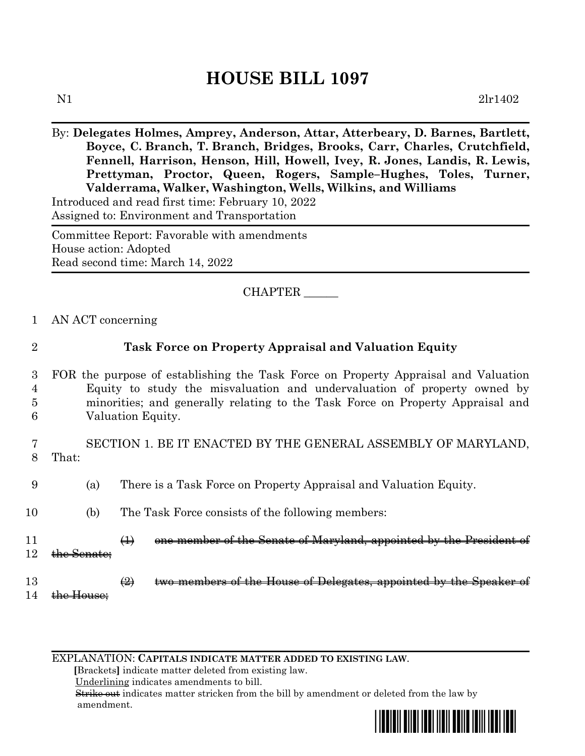# HOUSE BILL 1097

N1 2lr1402

By: **Delegates Holmes, Amprey, Anderson, Attar, Atterbeary, D. Barnes, Bartlett, Boyce, C. Branch, T. Branch, Bridges, Brooks, Carr, Charles, Crutchfield, Fennell, Harrison, Henson, Hill, Howell, Ivey, R. Jones, Landis, R. Lewis, Prettyman, Proctor, Queen, Rogers, Sample–Hughes, Toles, Turner, Valderrama, Walker, Washington, Wells, Wilkins, and Williams**

Introduced and read first time: February 10, 2022
Assigned to: Environment and Transportation

Committee Report: Favorable with amendments
House action: Adopted
Read second time: March 14, 2022

CHAPTER ______

AN ACT concerning

**Task Force on Property Appraisal and Valuation Equity**

FOR the purpose of establishing the Task Force on Property Appraisal and Valuation Equity to study the misvaluation and undervaluation of property owned by minorities; and generally relating to the Task Force on Property Appraisal and Valuation Equity.

SECTION 1. BE IT ENACTED BY THE GENERAL ASSEMBLY OF MARYLAND, That:

(a) There is a Task Force on Property Appraisal and Valuation Equity.

(b) The Task Force consists of the following members:

~~(1) one member of the Senate of Maryland, appointed by the President of the Senate;~~

~~(2) two members of the House of Delegates, appointed by the Speaker of the House;~~

---

EXPLANATION: **CAPITALS INDICATE MATTER ADDED TO EXISTING LAW.**
**[**Brackets**]** indicate matter deleted from existing law.
Underlining indicates amendments to bill.
~~Strike out~~ indicates matter stricken from the bill by amendment or deleted from the law by amendment.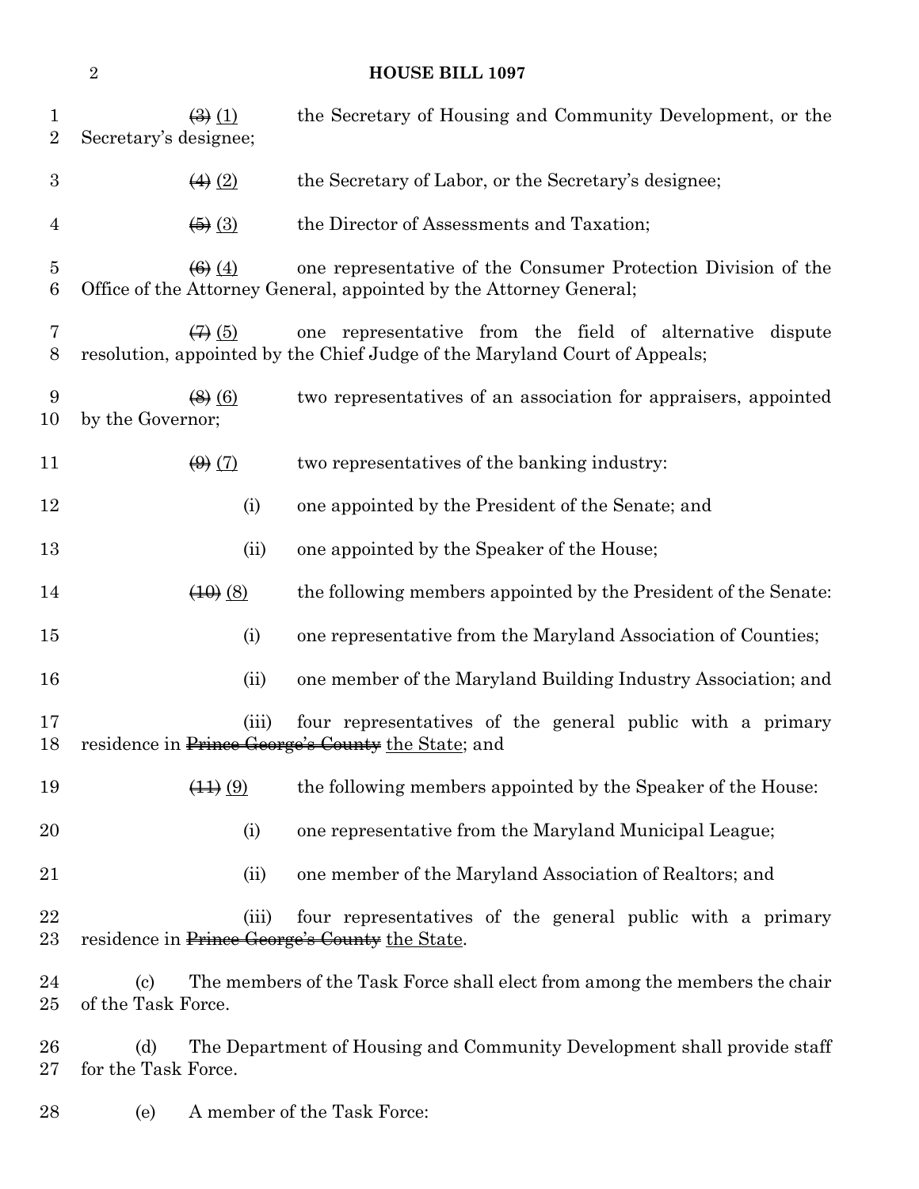~~(3)~~ (1) the Secretary of Housing and Community Development, or the Secretary's designee;

~~(4)~~ (2) the Secretary of Labor, or the Secretary's designee;

~~(5)~~ (3) the Director of Assessments and Taxation;

~~(6)~~ (4) one representative of the Consumer Protection Division of the Office of the Attorney General, appointed by the Attorney General;

~~(7)~~ (5) one representative from the field of alternative dispute resolution, appointed by the Chief Judge of the Maryland Court of Appeals;

~~(8)~~ (6) two representatives of an association for appraisers, appointed by the Governor;

~~(9)~~ (7) two representatives of the banking industry:

(i) one appointed by the President of the Senate; and

(ii) one appointed by the Speaker of the House;

~~(10)~~ (8) the following members appointed by the President of the Senate:

(i) one representative from the Maryland Association of Counties;

(ii) one member of the Maryland Building Industry Association; and

(iii) four representatives of the general public with a primary residence in ~~Prince George's County~~ the State; and

~~(11)~~ (9) the following members appointed by the Speaker of the House:

(i) one representative from the Maryland Municipal League;

(ii) one member of the Maryland Association of Realtors; and

(iii) four representatives of the general public with a primary residence in ~~Prince George's County~~ the State.

(c) The members of the Task Force shall elect from among the members the chair of the Task Force.

(d) The Department of Housing and Community Development shall provide staff for the Task Force.

(e) A member of the Task Force: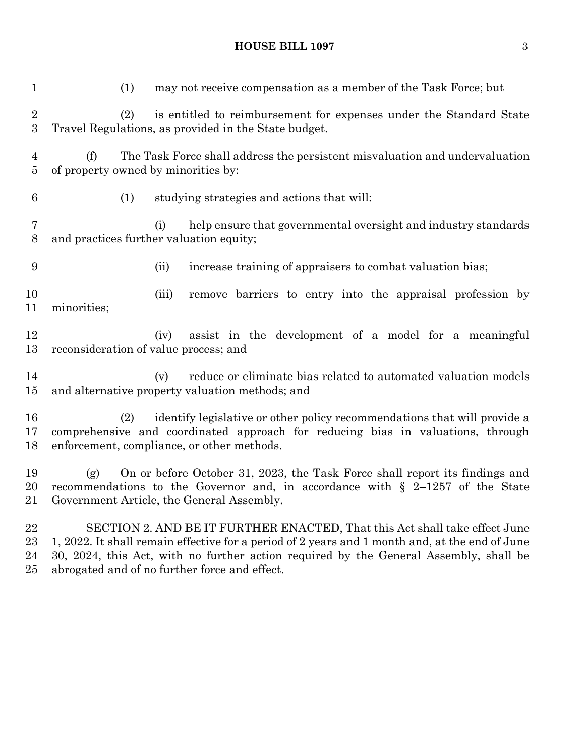(1) may not receive compensation as a member of the Task Force; but

(2) is entitled to reimbursement for expenses under the Standard State Travel Regulations, as provided in the State budget.

(f) The Task Force shall address the persistent misvaluation and undervaluation of property owned by minorities by:

(1) studying strategies and actions that will:

(i) help ensure that governmental oversight and industry standards and practices further valuation equity;

(ii) increase training of appraisers to combat valuation bias;

(iii) remove barriers to entry into the appraisal profession by minorities;

(iv) assist in the development of a model for a meaningful reconsideration of value process; and

(v) reduce or eliminate bias related to automated valuation models and alternative property valuation methods; and

(2) identify legislative or other policy recommendations that will provide a comprehensive and coordinated approach for reducing bias in valuations, through enforcement, compliance, or other methods.

(g) On or before October 31, 2023, the Task Force shall report its findings and recommendations to the Governor and, in accordance with § 2–1257 of the State Government Article, the General Assembly.

SECTION 2. AND BE IT FURTHER ENACTED, That this Act shall take effect June 1, 2022. It shall remain effective for a period of 2 years and 1 month and, at the end of June 30, 2024, this Act, with no further action required by the General Assembly, shall be abrogated and of no further force and effect.